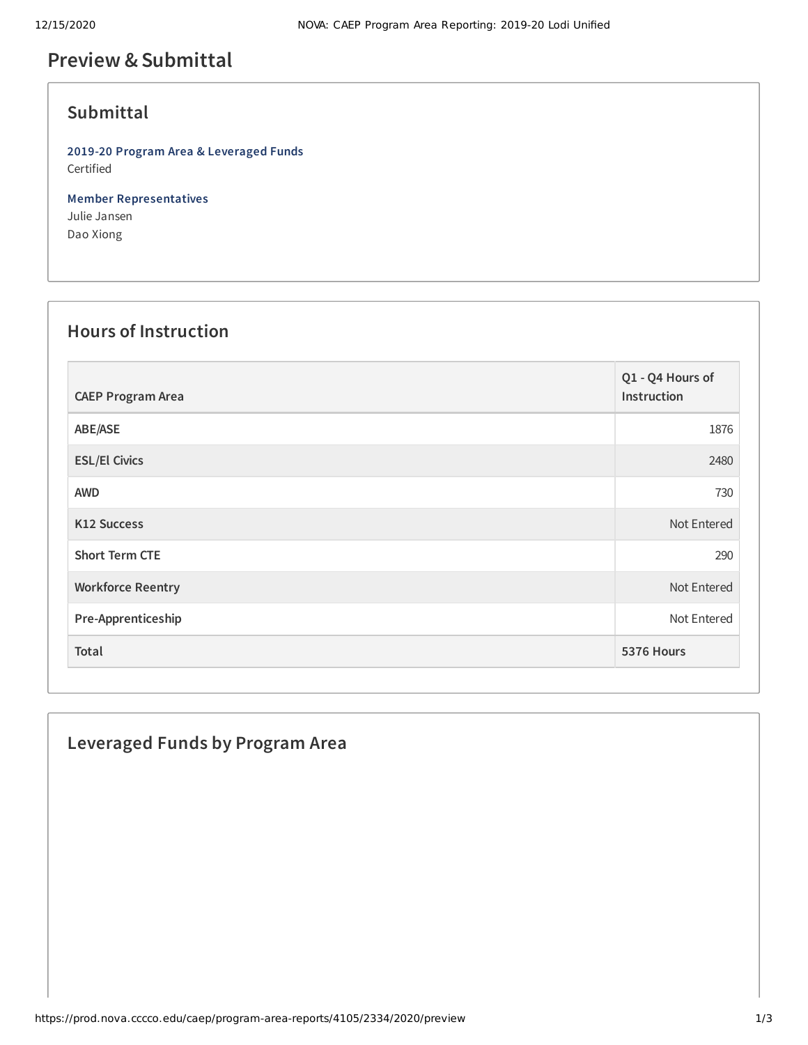# Preview & Submittal

## Submittal

**2019-20 Program Area & Leveraged Funds**
Certified

**Member Representatives**
Julie Jansen
Dao Xiong

## Hours of Instruction

| CAEP Program Area | Q1 - Q4 Hours of Instruction |
|---|---|
| ABE/ASE | 1876 |
| ESL/El Civics | 2480 |
| AWD | 730 |
| K12 Success | Not Entered |
| Short Term CTE | 290 |
| Workforce Reentry | Not Entered |
| Pre-Apprenticeship | Not Entered |
| **Total** | **5376 Hours** |

## Leveraged Funds by Program Area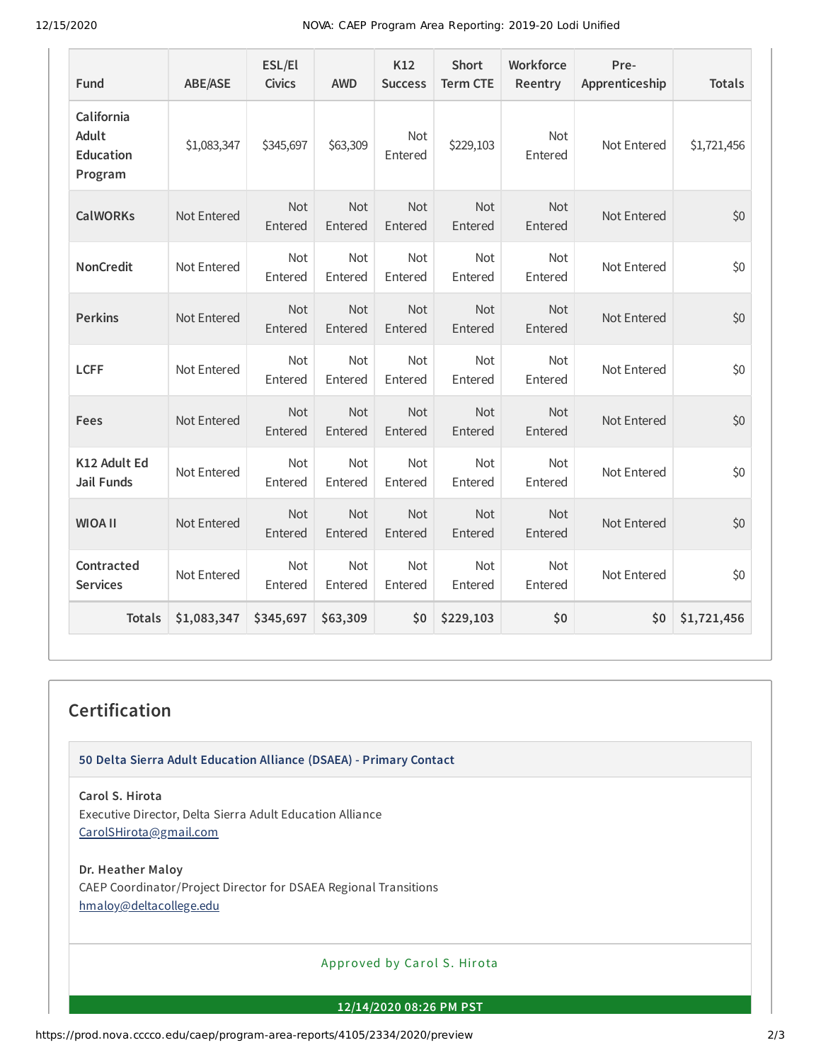| Fund | ABE/ASE | ESL/El Civics | AWD | K12 Success | Short Term CTE | Workforce Reentry | Pre-Apprenticeship | Totals |
|---|---|---|---|---|---|---|---|---|
| California Adult Education Program | $1,083,347 | $345,697 | $63,309 | Not Entered | $229,103 | Not Entered | Not Entered | $1,721,456 |
| CalWORKs | Not Entered | Not Entered | Not Entered | Not Entered | Not Entered | Not Entered | Not Entered | $0 |
| NonCredit | Not Entered | Not Entered | Not Entered | Not Entered | Not Entered | Not Entered | Not Entered | $0 |
| Perkins | Not Entered | Not Entered | Not Entered | Not Entered | Not Entered | Not Entered | Not Entered | $0 |
| LCFF | Not Entered | Not Entered | Not Entered | Not Entered | Not Entered | Not Entered | Not Entered | $0 |
| Fees | Not Entered | Not Entered | Not Entered | Not Entered | Not Entered | Not Entered | Not Entered | $0 |
| K12 Adult Ed Jail Funds | Not Entered | Not Entered | Not Entered | Not Entered | Not Entered | Not Entered | Not Entered | $0 |
| WIOA II | Not Entered | Not Entered | Not Entered | Not Entered | Not Entered | Not Entered | Not Entered | $0 |
| Contracted Services | Not Entered | Not Entered | Not Entered | Not Entered | Not Entered | Not Entered | Not Entered | $0 |
| **Totals** | **$1,083,347** | **$345,697** | **$63,309** | **$0** | **$229,103** | **$0** | **$0** | **$1,721,456** |

## Certification

**50 Delta Sierra Adult Education Alliance (DSAEA) - Primary Contact**

**Carol S. Hirota**
Executive Director, Delta Sierra Adult Education Alliance
CarolSHirota@gmail.com

**Dr. Heather Maloy**
CAEP Coordinator/Project Director for DSAEA Regional Transitions
hmaloy@deltacollege.edu

Approved by Carol S. Hirota

**12/14/2020 08:26 PM PST**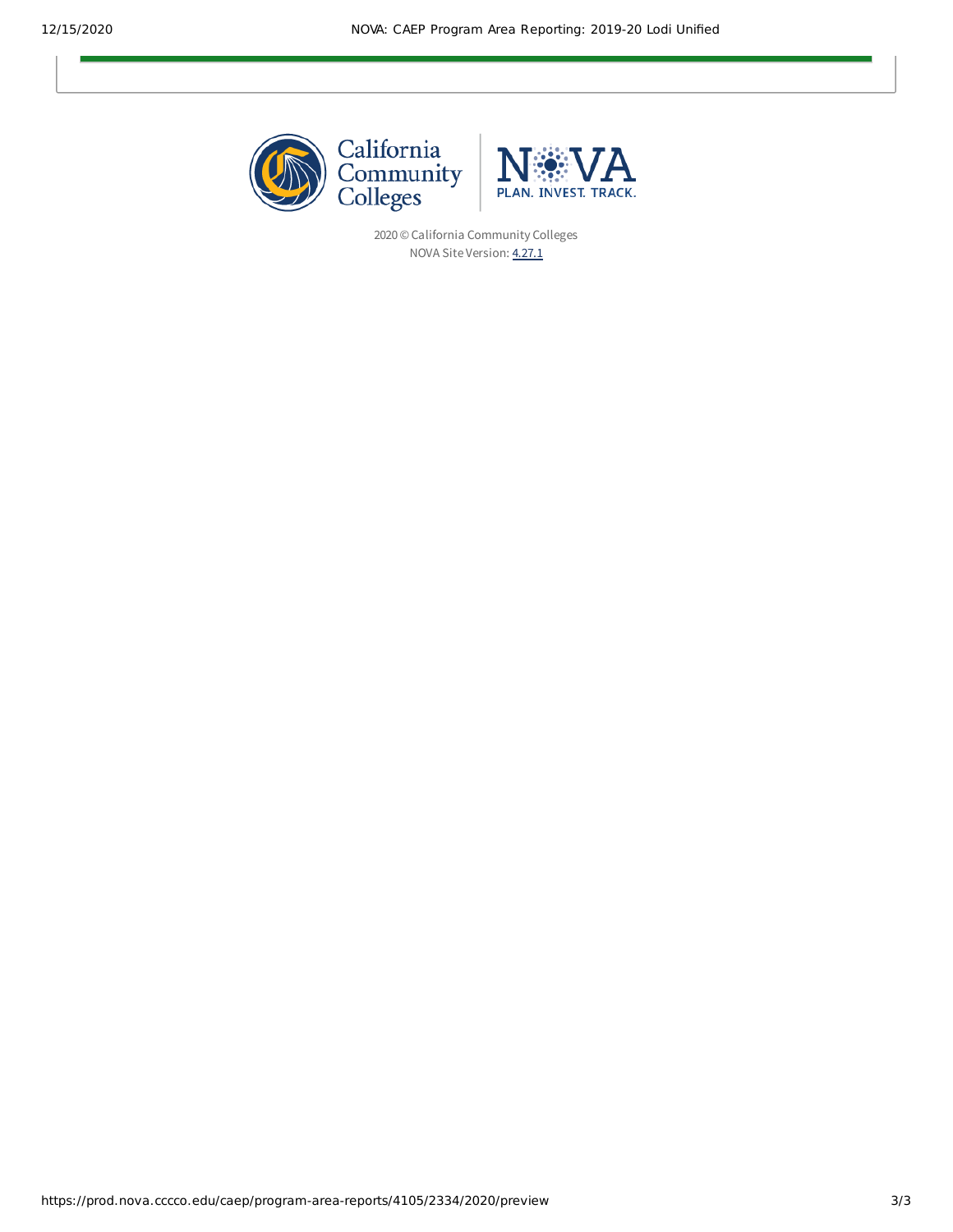California Community Colleges

NOVA

PLAN. INVEST. TRACK.

2020 © California Community Colleges

NOVA Site Version: 4.27.1